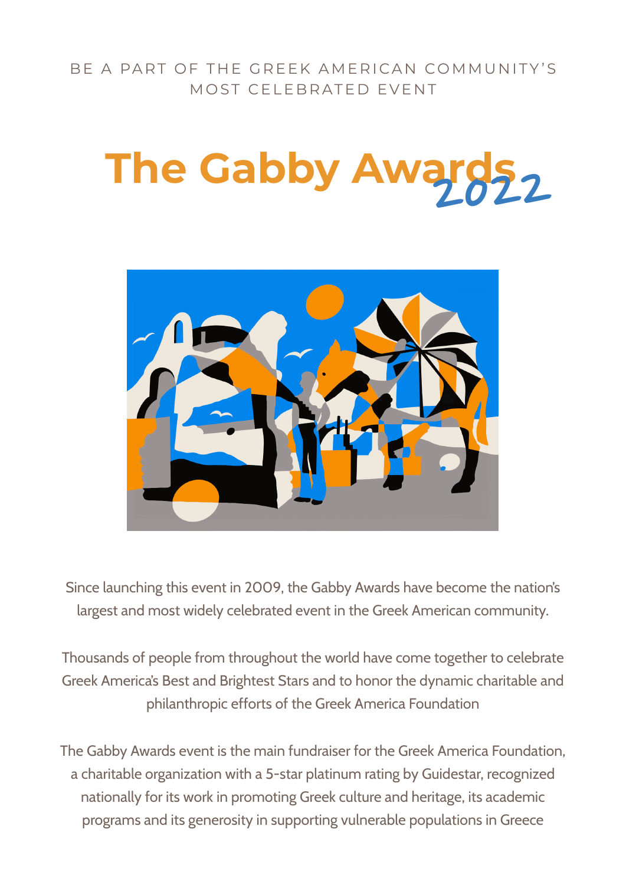BE A PART OF THE GREEK AMERICAN COMMUNITY'S MOST CELEBRATED EVENT

# The Gabby Awards 2022

Since launching this event in 2009, the Gabby Awards have become the nation's largest and most widely celebrated event in the Greek American community.

Thousands of people from throughout the world have come together to celebrate Greek America's Best and Brightest Stars and to honor the dynamic charitable and philanthropic efforts of the Greek America Foundation

The Gabby Awards event is the main fundraiser for the Greek America Foundation, a charitable organization with a 5-star platinum rating by Guidestar, recognized nationally for its work in promoting Greek culture and heritage, its academic programs and its generosity in supporting vulnerable populations in Greece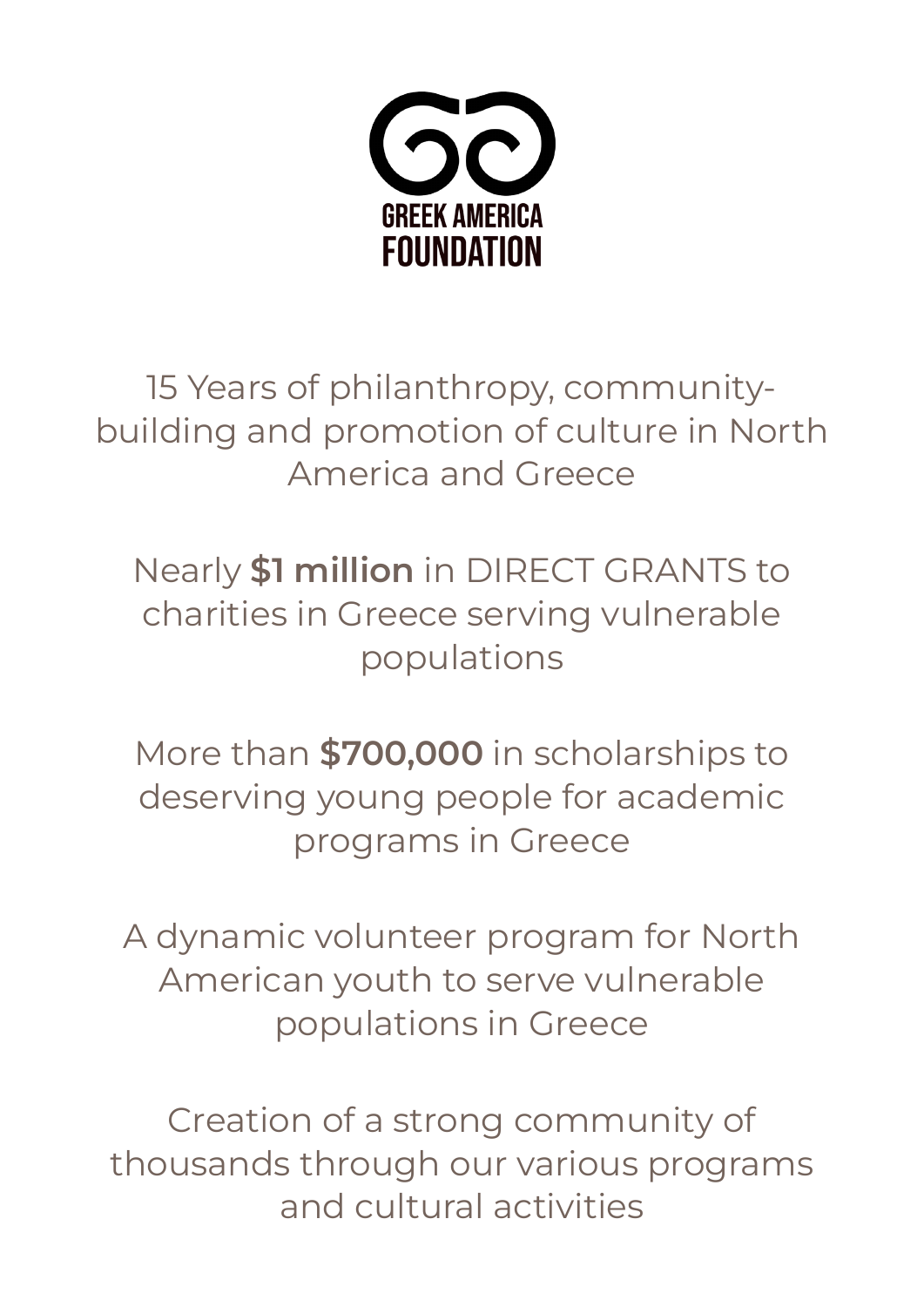GREEK AMERICA FOUNDATION

15 Years of philanthropy, community-building and promotion of culture in North America and Greece

Nearly **$1 million** in DIRECT GRANTS to charities in Greece serving vulnerable populations

More than **$700,000** in scholarships to deserving young people for academic programs in Greece

A dynamic volunteer program for North American youth to serve vulnerable populations in Greece

Creation of a strong community of thousands through our various programs and cultural activities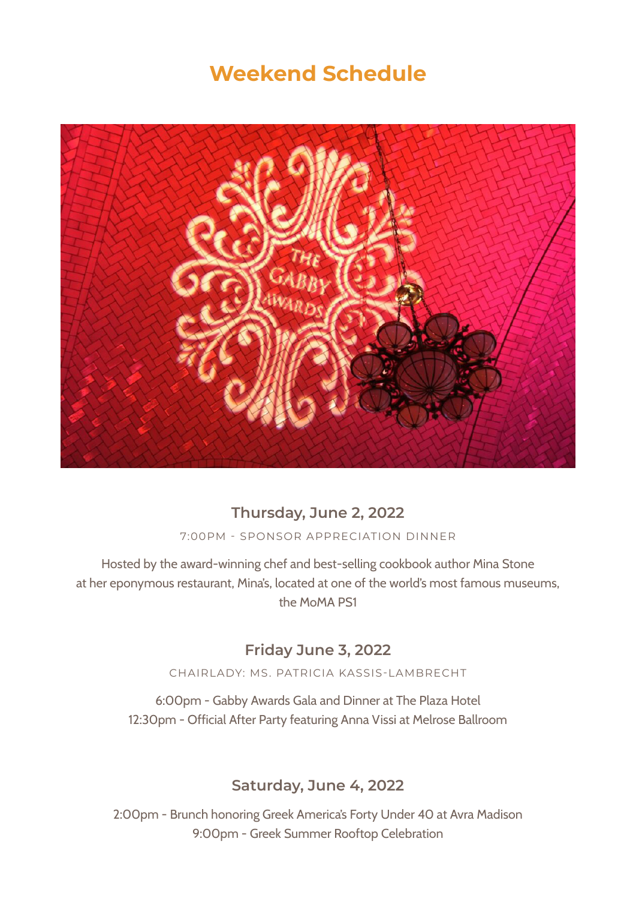# Weekend Schedule

## Thursday, June 2, 2022

7:00PM - SPONSOR APPRECIATION DINNER

Hosted by the award-winning chef and best-selling cookbook author Mina Stone at her eponymous restaurant, Mina's, located at one of the world's most famous museums, the MoMA PS1

## Friday June 3, 2022

CHAIRLADY: MS. PATRICIA KASSIS-LAMBRECHT

6:00pm - Gabby Awards Gala and Dinner at The Plaza Hotel
12:30pm - Official After Party featuring Anna Vissi at Melrose Ballroom

## Saturday, June 4, 2022

2:00pm - Brunch honoring Greek America's Forty Under 40 at Avra Madison
9:00pm - Greek Summer Rooftop Celebration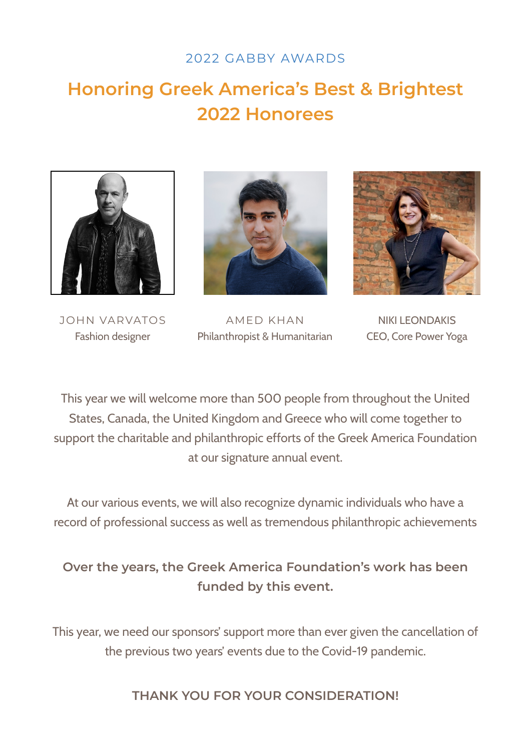2022 GABBY AWARDS

# Honoring Greek America's Best & Brightest 2022 Honorees

JOHN VARVATOS
Fashion designer

AMED KHAN
Philanthropist & Humanitarian

NIKI LEONDAKIS
CEO, Core Power Yoga

This year we will welcome more than 500 people from throughout the United States, Canada, the United Kingdom and Greece who will come together to support the charitable and philanthropic efforts of the Greek America Foundation at our signature annual event.

At our various events, we will also recognize dynamic individuals who have a record of professional success as well as tremendous philanthropic achievements

**Over the years, the Greek America Foundation's work has been funded by this event.**

This year, we need our sponsors' support more than ever given the cancellation of the previous two years' events due to the Covid-19 pandemic.

**THANK YOU FOR YOUR CONSIDERATION!**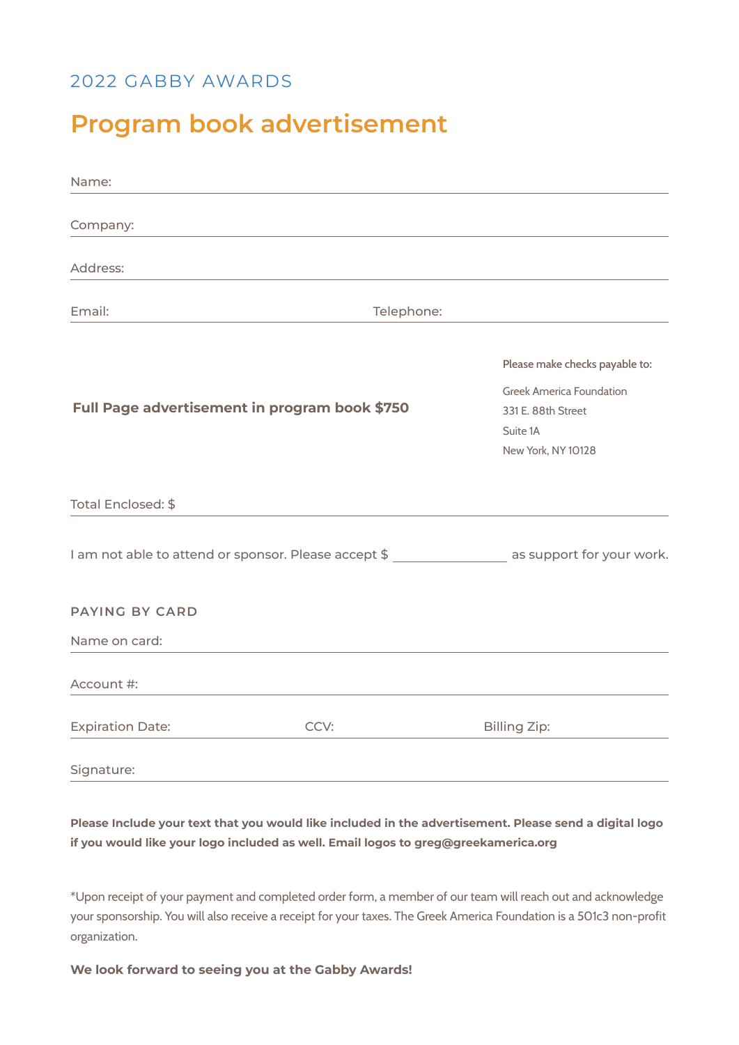2022 GABBY AWARDS

# Program book advertisement

Name: ______________________________

Company: ______________________________

Address: ______________________________

Email: ______________________ Telephone: ______________________

**Full Page advertisement in program book $750**

**Please make checks payable to:**

Greek America Foundation
331 E. 88th Street
Suite 1A
New York, NY 10128

Total Enclosed: $ ______________________________

I am not able to attend or sponsor. Please accept $ ______________ as support for your work.

## PAYING BY CARD

Name on card: ______________________________

Account #: ______________________________

Expiration Date: ______________ CCV: ______________ Billing Zip: ______________

Signature: ______________________________

**Please Include your text that you would like included in the advertisement. Please send a digital logo if you would like your logo included as well. Email logos to greg@greekamerica.org**

*Upon receipt of your payment and completed order form, a member of our team will reach out and acknowledge your sponsorship. You will also receive a receipt for your taxes. The Greek America Foundation is a 501c3 non-profit organization.

**We look forward to seeing you at the Gabby Awards!**